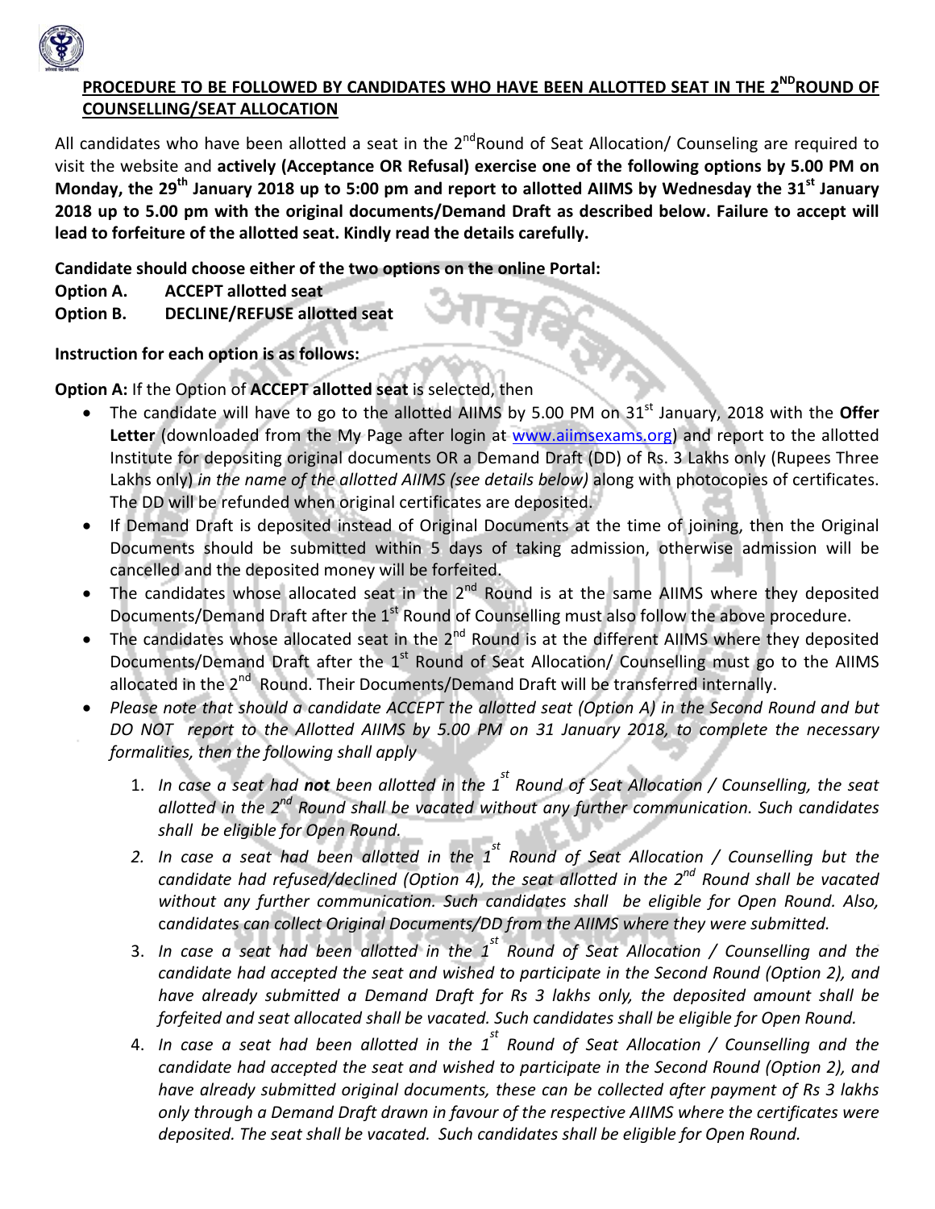## PROCEDURE TO BE FOLLOWED BY CANDIDATES WHO HAVE BEEN ALLOTTED SEAT IN THE 2ND ROUND OF COUNSELLING/SEAT ALLOCATION

All candidates who have been allotted a seat in the 2nd Round of Seat Allocation/ Counseling are required to visit the website and **actively (Acceptance OR Refusal) exercise one of the following options by 5.00 PM on Monday, the 29th January 2018 up to 5:00 pm and report to allotted AIIMS by Wednesday the 31st January 2018 up to 5.00 pm with the original documents/Demand Draft as described below. Failure to accept will lead to forfeiture of the allotted seat. Kindly read the details carefully.**

**Candidate should choose either of the two options on the online Portal:**

**Option A. ACCEPT allotted seat**

**Option B. DECLINE/REFUSE allotted seat**

**Instruction for each option is as follows:**

**Option A:** If the Option of **ACCEPT allotted seat** is selected, then

- The candidate will have to go to the allotted AIIMS by 5.00 PM on 31st January, 2018 with the **Offer Letter** (downloaded from the My Page after login at www.aiimsexams.org) and report to the allotted Institute for depositing original documents OR a Demand Draft (DD) of Rs. 3 Lakhs only (Rupees Three Lakhs only) *in the name of the allotted AIIMS (see details below)* along with photocopies of certificates. The DD will be refunded when original certificates are deposited.
- If Demand Draft is deposited instead of Original Documents at the time of joining, then the Original Documents should be submitted within 5 days of taking admission, otherwise admission will be cancelled and the deposited money will be forfeited.
- The candidates whose allocated seat in the 2nd Round is at the same AIIMS where they deposited Documents/Demand Draft after the 1st Round of Counselling must also follow the above procedure.
- The candidates whose allocated seat in the 2nd Round is at the different AIIMS where they deposited Documents/Demand Draft after the 1st Round of Seat Allocation/ Counselling must go to the AIIMS allocated in the 2nd Round. Their Documents/Demand Draft will be transferred internally.
- *Please note that should a candidate ACCEPT the allotted seat (Option A) in the Second Round and but DO NOT report to the Allotted AIIMS by 5.00 PM on 31 January 2018, to complete the necessary formalities, then the following shall apply*

  1. *In case a seat had **not** been allotted in the 1st Round of Seat Allocation / Counselling, the seat allotted in the 2nd Round shall be vacated without any further communication. Such candidates shall be eligible for Open Round.*
  2. *In case a seat had been allotted in the 1st Round of Seat Allocation / Counselling but the candidate had refused/declined (Option 4), the seat allotted in the 2nd Round shall be vacated without any further communication. Such candidates shall be eligible for Open Round. Also, candidates can collect Original Documents/DD from the AIIMS where they were submitted.*
  3. *In case a seat had been allotted in the 1st Round of Seat Allocation / Counselling and the candidate had accepted the seat and wished to participate in the Second Round (Option 2), and have already submitted a Demand Draft for Rs 3 lakhs only, the deposited amount shall be forfeited and seat allocated shall be vacated. Such candidates shall be eligible for Open Round.*
  4. *In case a seat had been allotted in the 1st Round of Seat Allocation / Counselling and the candidate had accepted the seat and wished to participate in the Second Round (Option 2), and have already submitted original documents, these can be collected after payment of Rs 3 lakhs only through a Demand Draft drawn in favour of the respective AIIMS where the certificates were deposited. The seat shall be vacated. Such candidates shall be eligible for Open Round.*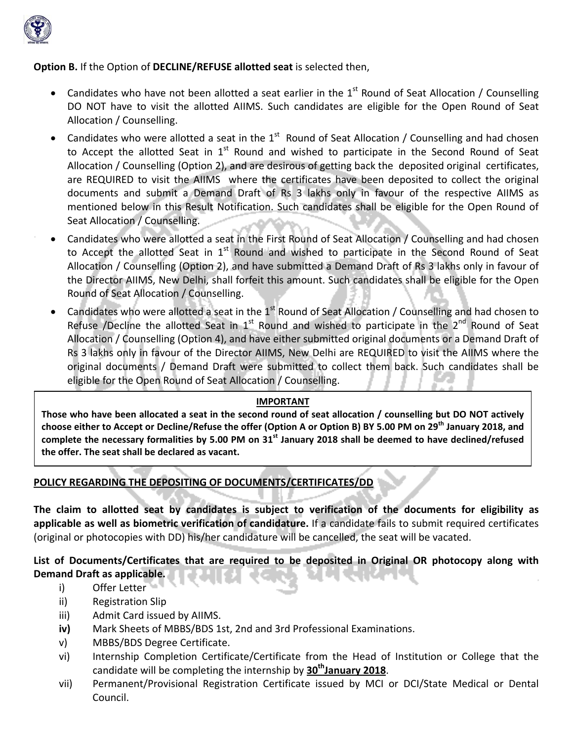**Option B.** If the Option of **DECLINE/REFUSE allotted seat** is selected then,

- Candidates who have not been allotted a seat earlier in the 1st Round of Seat Allocation / Counselling DO NOT have to visit the allotted AIIMS. Such candidates are eligible for the Open Round of Seat Allocation / Counselling.
- Candidates who were allotted a seat in the 1st Round of Seat Allocation / Counselling and had chosen to Accept the allotted Seat in 1st Round and wished to participate in the Second Round of Seat Allocation / Counselling (Option 2), and are desirous of getting back the deposited original certificates, are REQUIRED to visit the AIIMS where the certificates have been deposited to collect the original documents and submit a Demand Draft of Rs 3 lakhs only in favour of the respective AIIMS as mentioned below in this Result Notification. Such candidates shall be eligible for the Open Round of Seat Allocation / Counselling.
- Candidates who were allotted a seat in the First Round of Seat Allocation / Counselling and had chosen to Accept the allotted Seat in 1st Round and wished to participate in the Second Round of Seat Allocation / Counselling (Option 2), and have submitted a Demand Draft of Rs 3 lakhs only in favour of the Director AIIMS, New Delhi, shall forfeit this amount. Such candidates shall be eligible for the Open Round of Seat Allocation / Counselling.
- Candidates who were allotted a seat in the 1st Round of Seat Allocation / Counselling and had chosen to Refuse /Decline the allotted Seat in 1st Round and wished to participate in the 2nd Round of Seat Allocation / Counselling (Option 4), and have either submitted original documents or a Demand Draft of Rs 3 lakhs only in favour of the Director AIIMS, New Delhi are REQUIRED to visit the AIIMS where the original documents / Demand Draft were submitted to collect them back. Such candidates shall be eligible for the Open Round of Seat Allocation / Counselling.

**IMPORTANT**

**Those who have been allocated a seat in the second round of seat allocation / counselling but DO NOT actively choose either to Accept or Decline/Refuse the offer (Option A or Option B) BY 5.00 PM on 29th January 2018, and complete the necessary formalities by 5.00 PM on 31st January 2018 shall be deemed to have declined/refused the offer. The seat shall be declared as vacant.**

**POLICY REGARDING THE DEPOSITING OF DOCUMENTS/CERTIFICATES/DD**

**The claim to allotted seat by candidates is subject to verification of the documents for eligibility as applicable as well as biometric verification of candidature.** If a candidate fails to submit required certificates (original or photocopies with DD) his/her candidature will be cancelled, the seat will be vacated.

**List of Documents/Certificates that are required to be deposited in Original OR photocopy along with Demand Draft as applicable.**

i) Offer Letter
ii) Registration Slip
iii) Admit Card issued by AIIMS.
**iv)** Mark Sheets of MBBS/BDS 1st, 2nd and 3rd Professional Examinations.
v) MBBS/BDS Degree Certificate.
vi) Internship Completion Certificate/Certificate from the Head of Institution or College that the candidate will be completing the internship by **30th January 2018**.
vii) Permanent/Provisional Registration Certificate issued by MCI or DCI/State Medical or Dental Council.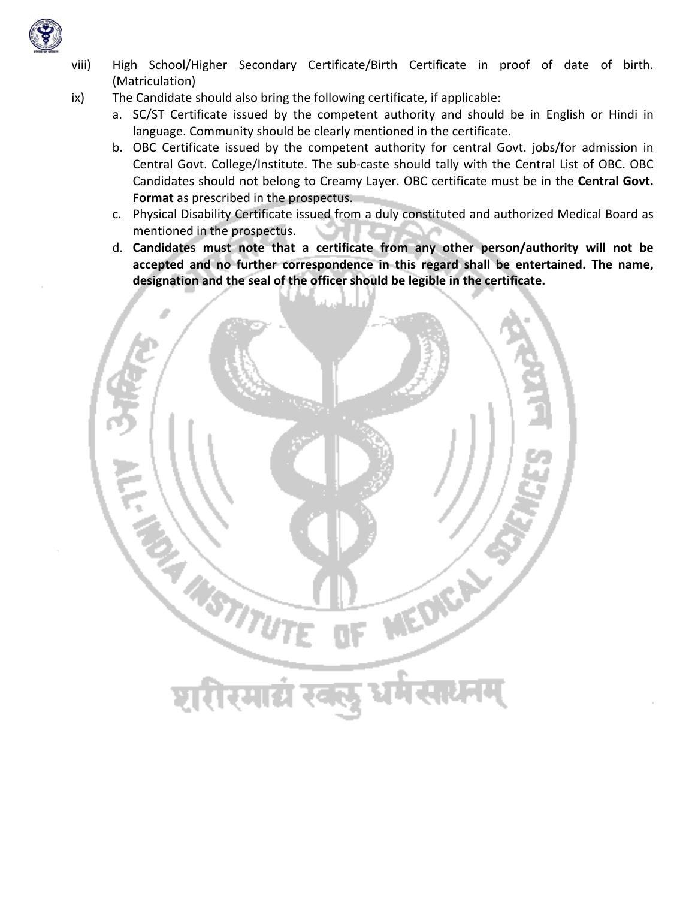viii) High School/Higher Secondary Certificate/Birth Certificate in proof of date of birth. (Matriculation)

ix) The Candidate should also bring the following certificate, if applicable:

  a. SC/ST Certificate issued by the competent authority and should be in English or Hindi in language. Community should be clearly mentioned in the certificate.
  b. OBC Certificate issued by the competent authority for central Govt. jobs/for admission in Central Govt. College/Institute. The sub-caste should tally with the Central List of OBC. OBC Candidates should not belong to Creamy Layer. OBC certificate must be in the **Central Govt. Format** as prescribed in the prospectus.
  c. Physical Disability Certificate issued from a duly constituted and authorized Medical Board as mentioned in the prospectus.
  d. **Candidates must note that a certificate from any other person/authority will not be accepted and no further correspondence in this regard shall be entertained. The name, designation and the seal of the officer should be legible in the certificate.**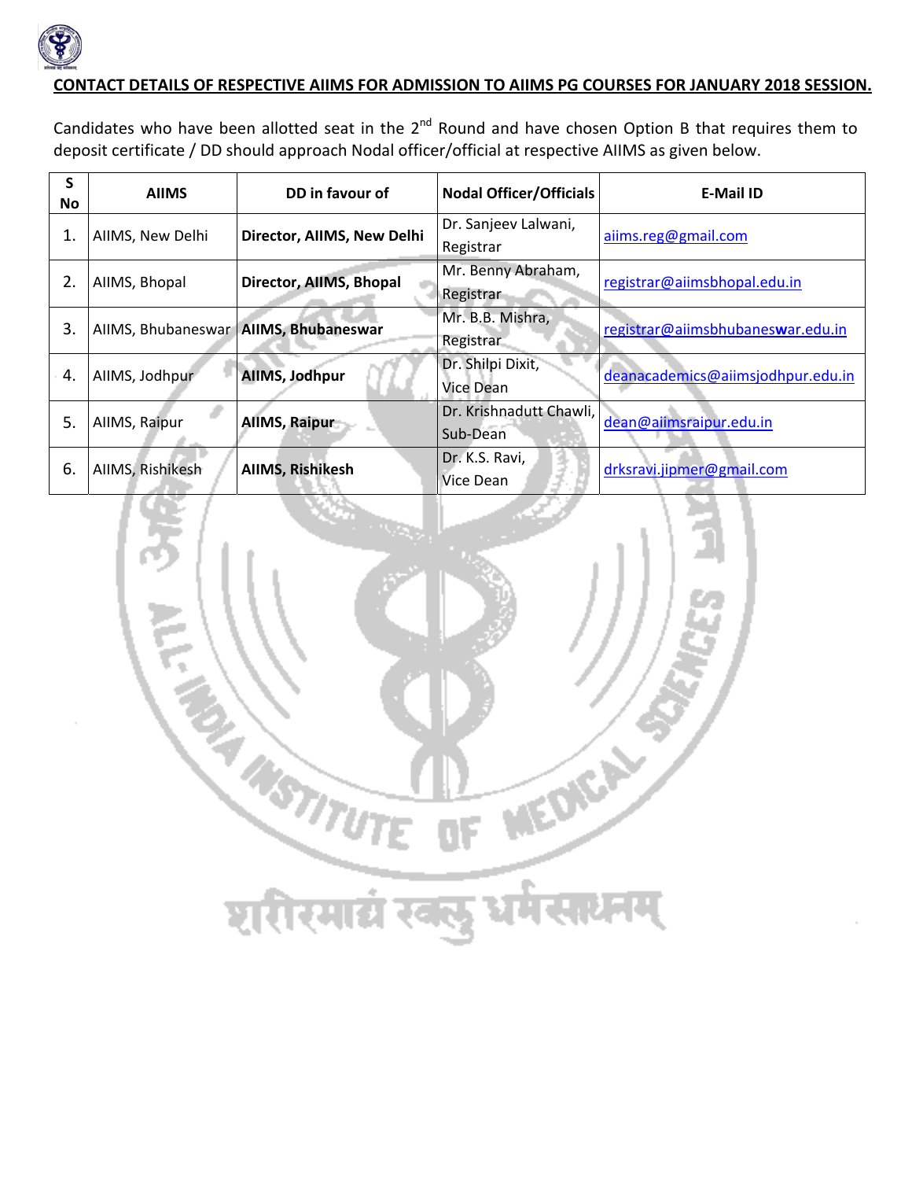**CONTACT DETAILS OF RESPECTIVE AIIMS FOR ADMISSION TO AIIMS PG COURSES FOR JANUARY 2018 SESSION.**

Candidates who have been allotted seat in the 2nd Round and have chosen Option B that requires them to deposit certificate / DD should approach Nodal officer/official at respective AIIMS as given below.

| S No | AIIMS | DD in favour of | Nodal Officer/Officials | E-Mail ID |
|---|---|---|---|---|
| 1. | AIIMS, New Delhi | **Director, AIIMS, New Delhi** | Dr. Sanjeev Lalwani, Registrar | aiims.reg@gmail.com |
| 2. | AIIMS, Bhopal | **Director, AIIMS, Bhopal** | Mr. Benny Abraham, Registrar | registrar@aiimsbhopal.edu.in |
| 3. | AIIMS, Bhubaneswar | **AIIMS, Bhubaneswar** | Mr. B.B. Mishra, Registrar | registrar@aiimsbhubaneswar.edu.in |
| 4. | AIIMS, Jodhpur | **AIIMS, Jodhpur** | Dr. Shilpi Dixit, Vice Dean | deanacademics@aiimsjodhpur.edu.in |
| 5. | AIIMS, Raipur | **AIIMS, Raipur** | Dr. Krishnadutt Chawli, Sub-Dean | dean@aiimsraipur.edu.in |
| 6. | AIIMS, Rishikesh | **AIIMS, Rishikesh** | Dr. K.S. Ravi, Vice Dean | drksravi.jipmer@gmail.com |